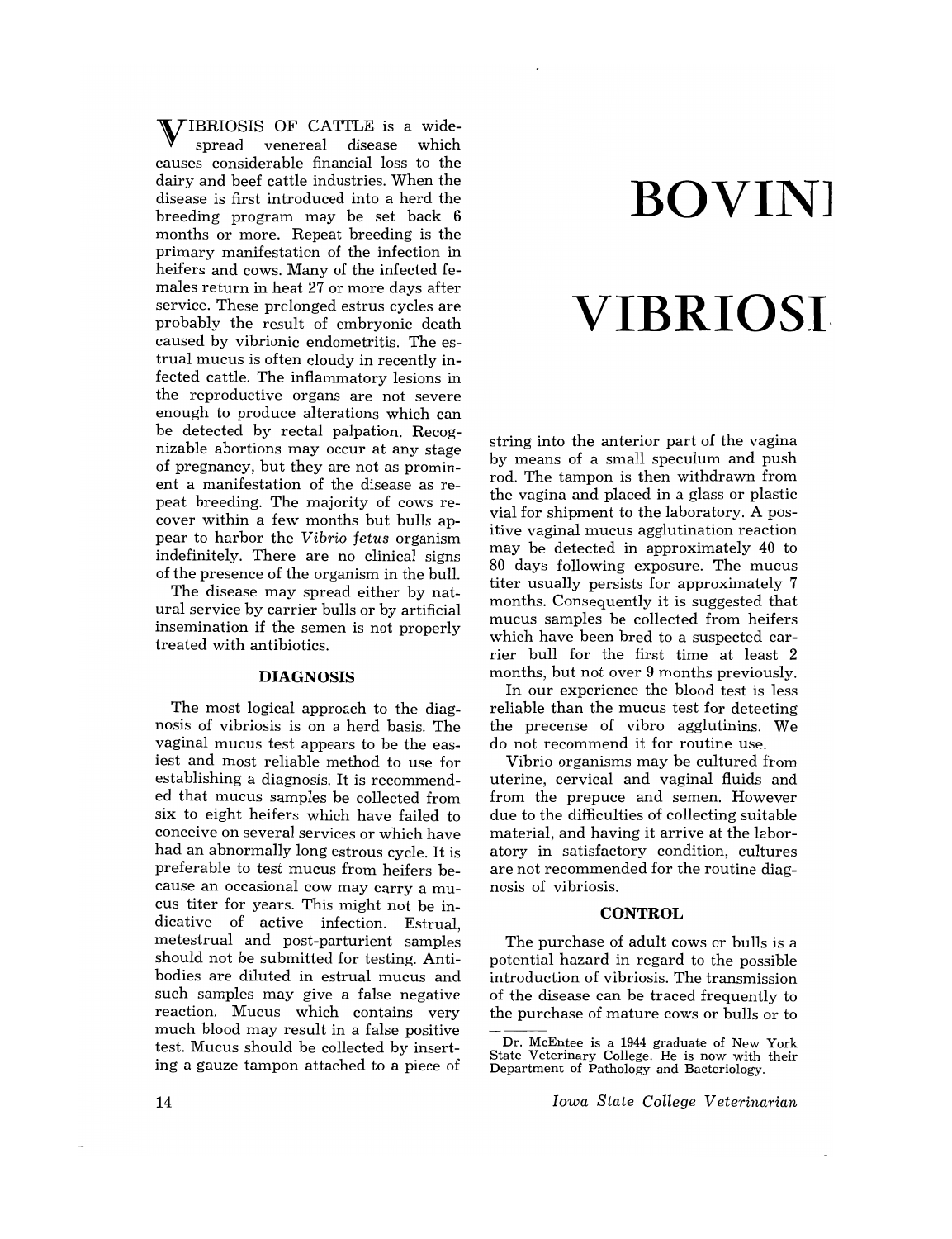# BOVINE VIBRIOSIS

VIBRIOSIS OF CATTLE is a widespread venereal disease which causes considerable financial loss to the dairy and beef cattle industries. When the disease is first introduced into a herd the breeding program may be set back 6 months or more. Repeat breeding is the primary manifestation of the infection in heifers and cows. Many of the infected females return in heat 27 or more days after service. These prolonged estrus cycles are probably the result of embryonic death caused by vibrionic endometritis. The estrual mucus is often cloudy in recently infected cattle. The inflammatory lesions in the reproductive organs are not severe enough to produce alterations which can be detected by rectal palpation. Recognizable abortions may occur at any stage of pregnancy, but they are not as prominent a manifestation of the disease as repeat breeding. The majority of cows recover within a few months but bulls appear to harbor the *Vibrio fetus* organism indefinitely. There are no clinical signs of the presence of the organism in the bull.

The disease may spread either by natural service by carrier bulls or by artificial insemination if the semen is not properly treated with antibiotics.

## DIAGNOSIS

The most logical approach to the diagnosis of vibriosis is on a herd basis. The vaginal mucus test appears to be the easiest and most reliable method to use for establishing a diagnosis. It is recommended that mucus samples be collected from six to eight heifers which have failed to conceive on several services or which have had an abnormally long estrous cycle. It is preferable to test mucus from heifers because an occasional cow may carry a mucus titer for years. This might not be indicative of active infection. Estrual, metestrual and post-parturient samples should not be submitted for testing. Antibodies are diluted in estrual mucus and such samples may give a false negative reaction. Mucus which contains very much blood may result in a false positive test. Mucus should be collected by inserting a gauze tampon attached to a piece of string into the anterior part of the vagina by means of a small speculum and push rod. The tampon is then withdrawn from the vagina and placed in a glass or plastic vial for shipment to the laboratory. A positive vaginal mucus agglutination reaction may be detected in approximately 40 to 80 days following exposure. The mucus titer usually persists for approximately 7 months. Consequently it is suggested that mucus samples be collected from heifers which have been bred to a suspected carrier bull for the first time at least 2 months, but not over 9 months previously.

In our experience the blood test is less reliable than the mucus test for detecting the precense of vibro agglutinins. We do not recommend it for routine use.

Vibrio organisms may be cultured from uterine, cervical and vaginal fluids and from the prepuce and semen. However due to the difficulties of collecting suitable material, and having it arrive at the laboratory in satisfactory condition, cultures are not recommended for the routine diagnosis of vibriosis.

## CONTROL

The purchase of adult cows or bulls is a potential hazard in regard to the possible introduction of vibriosis. The transmission of the disease can be traced frequently to the purchase of mature cows or bulls or to

Dr. McEntee is a 1944 graduate of New York State Veterinary College. He is now with their Department of Pathology and Bacteriology.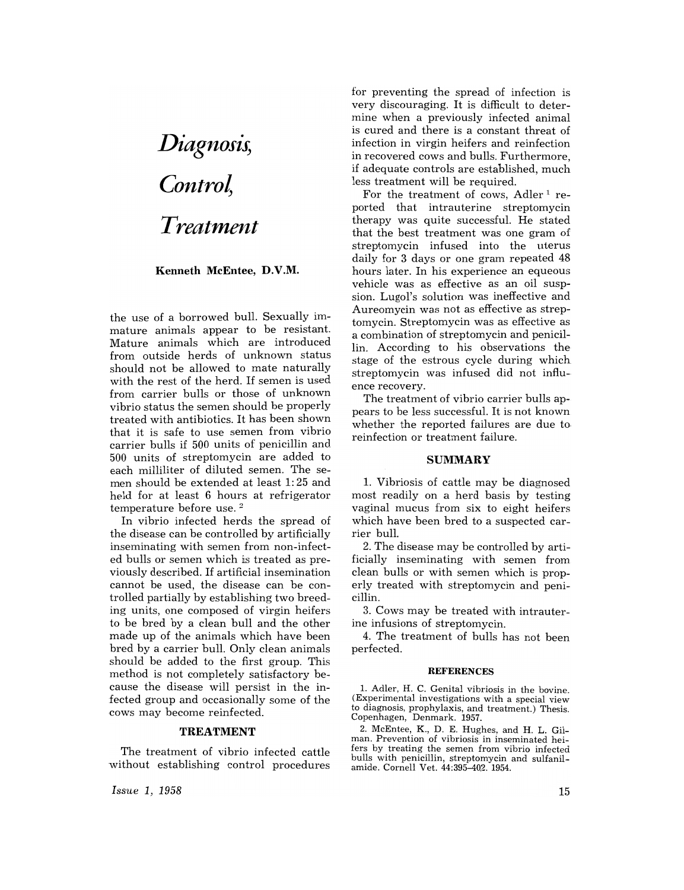# *Diagnosis, Control, Treatment*

**Kenneth McEntee, D.V.M.**

the use of a borrowed bull. Sexually immature animals appear to be resistant. Mature animals which are introduced from outside herds of unknown status should not be allowed to mate naturally with the rest of the herd. If semen is used from carrier bulls or those of unknown vibrio status the semen should be properly treated with antibiotics. It has been shown that it is safe to use semen from vibrio carrier bulls if 500 units of penicillin and 500 units of streptomycin are added to each milliliter of diluted semen. The semen should be extended at least 1:25 and held for at least 6 hours at refrigerator temperature before use.[2]

In vibrio infected herds the spread of the disease can be controlled by artificially inseminating with semen from non-infected bulls or semen which is treated as previously described. If artificial insemination cannot be used, the disease can be controlled partially by establishing two breeding units, one composed of virgin heifers to be bred by a clean bull and the other made up of the animals which have been bred by a carrier bull. Only clean animals should be added to the first group. This method is not completely satisfactory because the disease will persist in the infected group and occasionally some of the cows may become reinfected.

## TREATMENT

The treatment of vibrio infected cattle without establishing control procedures for preventing the spread of infection is very discouraging. It is difficult to determine when a previously infected animal is cured and there is a constant threat of infection in virgin heifers and reinfection in recovered cows and bulls. Furthermore, if adequate controls are established, much less treatment will be required.

For the treatment of cows, Adler[1] reported that intrauterine streptomycin therapy was quite successful. He stated that the best treatment was one gram of streptomycin infused into the uterus daily for 3 days or one gram repeated 48 hours later. In his experience an equeous vehicle was as effective as an oil suspsion. Lugol's solution was ineffective and Aureomycin was not as effective as streptomycin. Streptomycin was as effective as a combination of streptomycin and penicillin. According to his observations the stage of the estrous cycle during which streptomycin was infused did not influence recovery.

The treatment of vibrio carrier bulls appears to be less successful. It is not known whether the reported failures are due to reinfection or treatment failure.

## SUMMARY

1. Vibriosis of cattle may be diagnosed most readily on a herd basis by testing vaginal mucus from six to eight heifers which have been bred to a suspected carrier bull.

2. The disease may be controlled by artificially inseminating with semen from clean bulls or with semen which is properly treated with streptomycin and penicillin.

3. Cows may be treated with intrauterine infusions of streptomycin.

4. The treatment of bulls has not been perfected.

### REFERENCES

1. Adler, H. C. Genital vibriosis in the bovine. (Experimental investigations with a special view to diagnosis, prophylaxis, and treatment.) Thesis. Copenhagen, Denmark. 1957.

2. McEntee, K., D. E. Hughes, and H. L. Gilman. Prevention of vibriosis in inseminated heifers by treating the semen from vibrio infected bulls with penicillin, streptomycin and sulfanilamide. Cornell Vet. 44:395–402. 1954.